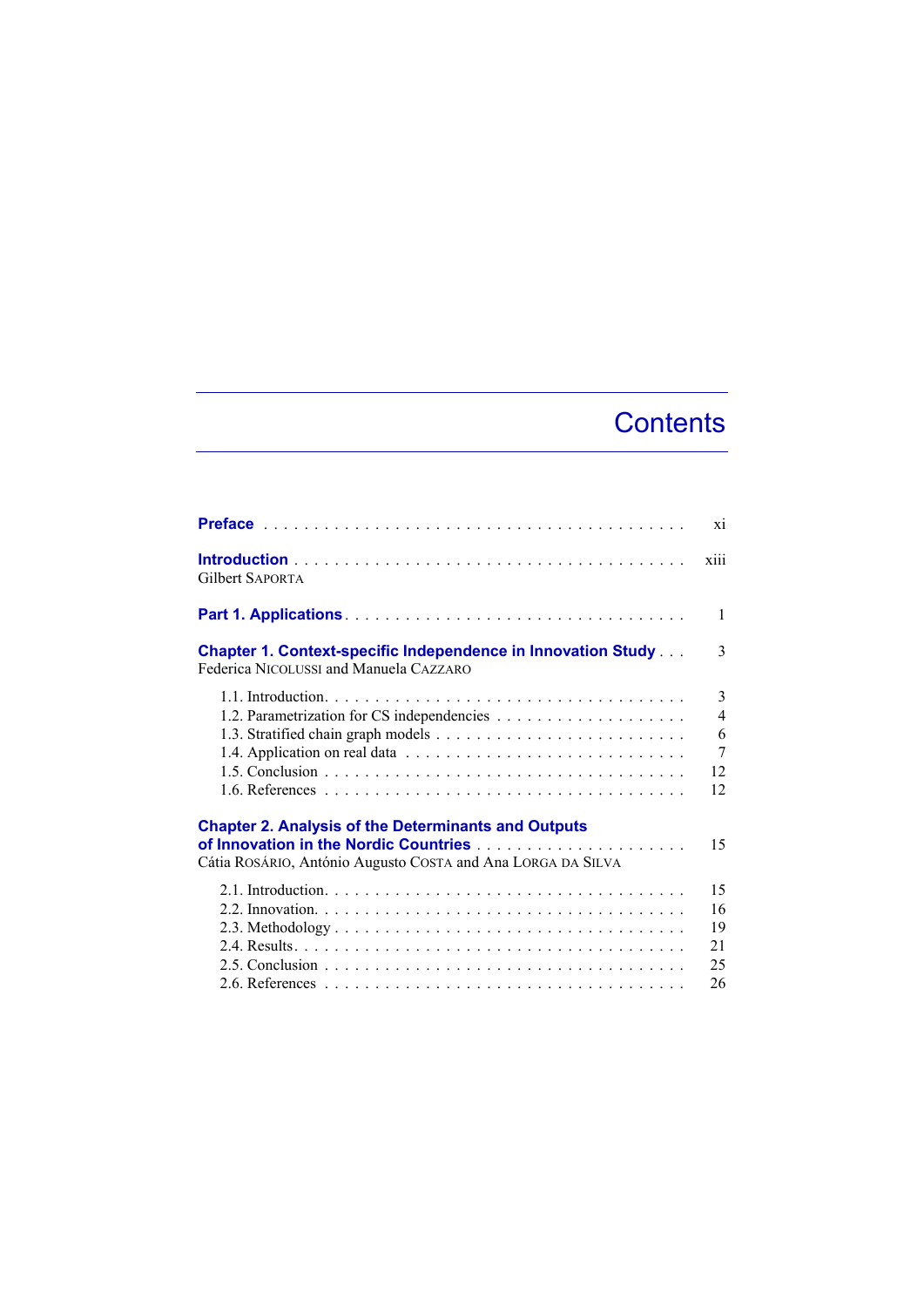# Contents

**Preface** . . . . . . . . . . . . . . . . . . . . . . . . . . . . . . . . . . . . . . . . xi

**Introduction** . . . . . . . . . . . . . . . . . . . . . . . . . . . . . . . . . . . . . . xiii
Gilbert SAPORTA

**Part 1. Applications** . . . . . . . . . . . . . . . . . . . . . . . . . . . . . . . . 1

**Chapter 1. Context-specific Independence in Innovation Study** . . . 3
Federica NICOLUSSI and Manuela CAZZARO

- 1.1. Introduction . . . . . . . . . . . . . . . . . . . . . . . . . . . . . . . . . 3
- 1.2. Parametrization for CS independencies . . . . . . . . . . . . . . . . . . 4
- 1.3. Stratified chain graph models . . . . . . . . . . . . . . . . . . . . . . . 6
- 1.4. Application on real data . . . . . . . . . . . . . . . . . . . . . . . . . 7
- 1.5. Conclusion . . . . . . . . . . . . . . . . . . . . . . . . . . . . . . . . 12
- 1.6. References . . . . . . . . . . . . . . . . . . . . . . . . . . . . . . . . 12

**Chapter 2. Analysis of the Determinants and Outputs of Innovation in the Nordic Countries** . . . . . . . . . . . . . . . . . . . . . 15
Cátia ROSÁRIO, António Augusto COSTA and Ana LORGA DA SILVA

- 2.1. Introduction . . . . . . . . . . . . . . . . . . . . . . . . . . . . . . . . . 15
- 2.2. Innovation . . . . . . . . . . . . . . . . . . . . . . . . . . . . . . . . . . 16
- 2.3. Methodology . . . . . . . . . . . . . . . . . . . . . . . . . . . . . . . . 19
- 2.4. Results . . . . . . . . . . . . . . . . . . . . . . . . . . . . . . . . . . . 21
- 2.5. Conclusion . . . . . . . . . . . . . . . . . . . . . . . . . . . . . . . . 25
- 2.6. References . . . . . . . . . . . . . . . . . . . . . . . . . . . . . . . . 26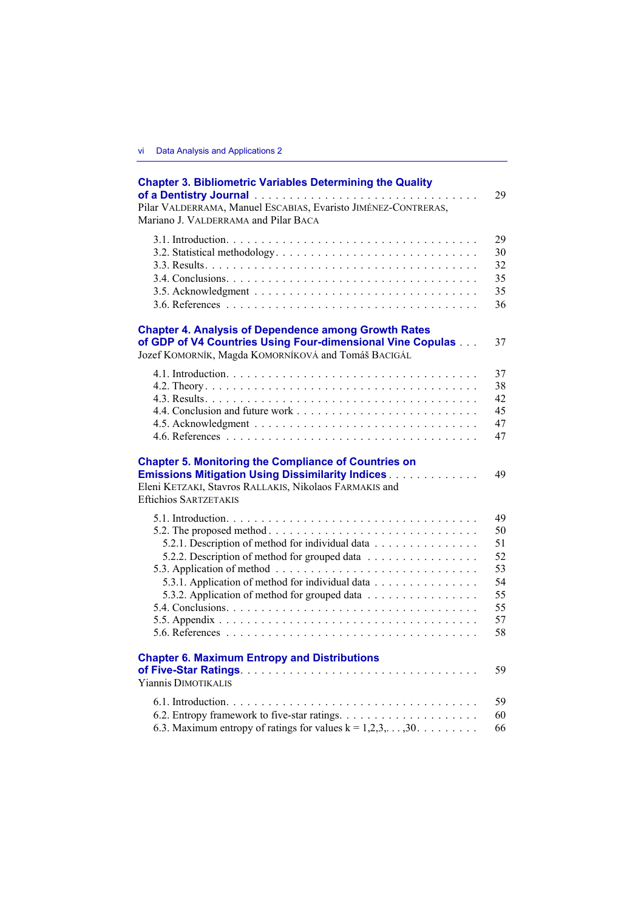**Chapter 3. Bibliometric Variables Determining the Quality of a Dentistry Journal** . . . . . 29
Pilar VALDERRAMA, Manuel ESCABIAS, Evaristo JIMÉNEZ-CONTRERAS, Mariano J. VALDERRAMA and Pilar BACA

- 3.1. Introduction . . . . . 29
- 3.2. Statistical methodology . . . . . 30
- 3.3. Results . . . . . 32
- 3.4. Conclusions . . . . . 35
- 3.5. Acknowledgment . . . . . 35
- 3.6. References . . . . . 36

**Chapter 4. Analysis of Dependence among Growth Rates of GDP of V4 Countries Using Four-dimensional Vine Copulas** . . . . . 37
Jozef KOMORNÍK, Magda KOMORNÍKOVÁ and Tomáš BACIGÁL

- 4.1. Introduction . . . . . 37
- 4.2. Theory . . . . . 38
- 4.3. Results . . . . . 42
- 4.4. Conclusion and future work . . . . . 45
- 4.5. Acknowledgment . . . . . 47
- 4.6. References . . . . . 47

**Chapter 5. Monitoring the Compliance of Countries on Emissions Mitigation Using Dissimilarity Indices** . . . . . 49
Eleni KETZAKI, Stavros RALLAKIS, Nikolaos FARMAKIS and Eftichios SARTZETAKIS

- 5.1. Introduction . . . . . 49
- 5.2. The proposed method . . . . . 50
  - 5.2.1. Description of method for individual data . . . . . 51
  - 5.2.2. Description of method for grouped data . . . . . 52
- 5.3. Application of method . . . . . 53
  - 5.3.1. Application of method for individual data . . . . . 54
  - 5.3.2. Application of method for grouped data . . . . . 55
- 5.4. Conclusions . . . . . 55
- 5.5. Appendix . . . . . 57
- 5.6. References . . . . . 58

**Chapter 6. Maximum Entropy and Distributions of Five-Star Ratings** . . . . . 59
Yiannis DIMOTIKALIS

- 6.1. Introduction . . . . . 59
- 6.2. Entropy framework to five-star ratings . . . . . 60
- 6.3. Maximum entropy of ratings for values $k = 1,2,3,\ldots,30$ . . . . . 66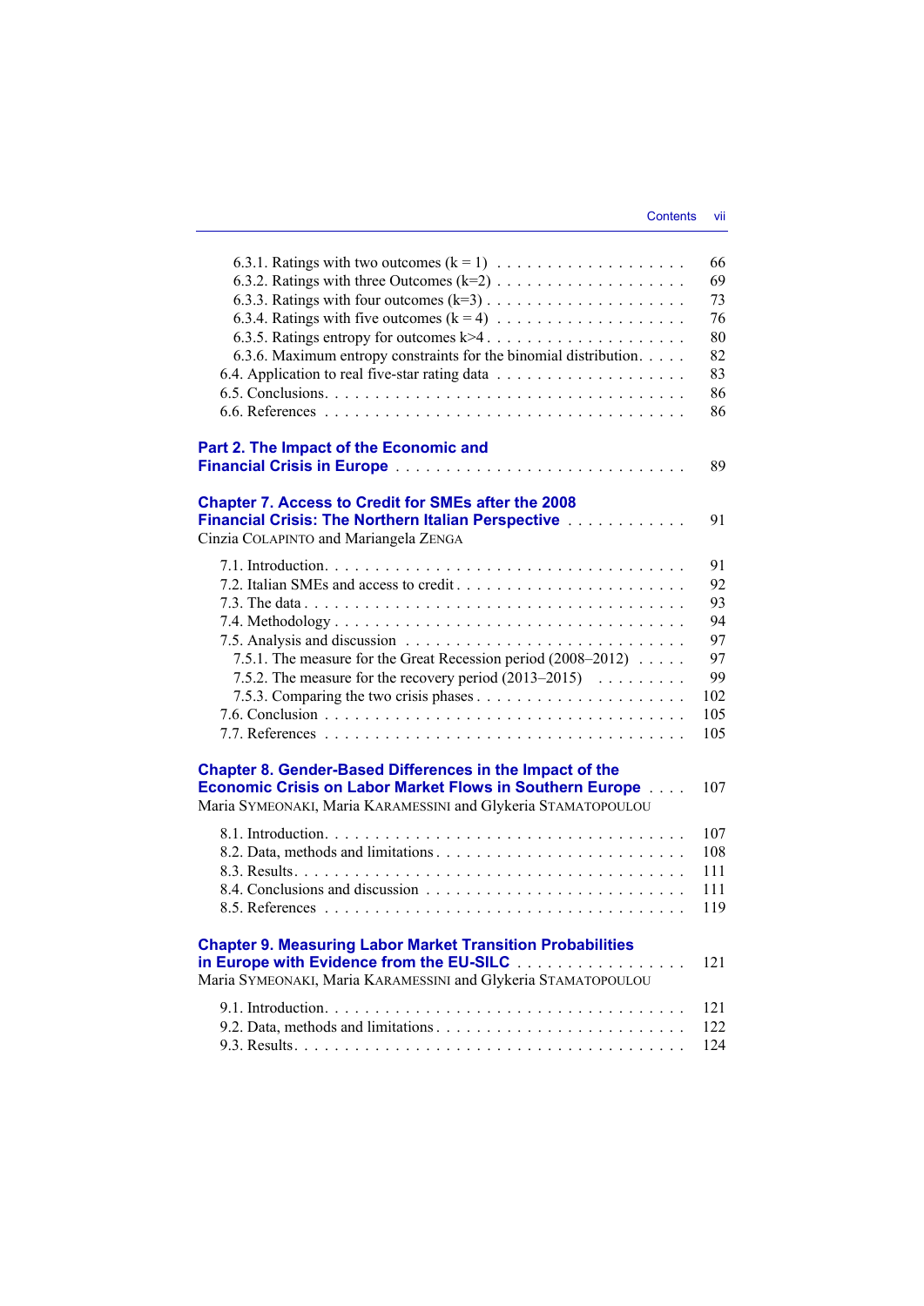6.3.1. Ratings with two outcomes (k = 1) . . . . . . . . . . . . . . . . . . . 66
6.3.2. Ratings with three Outcomes (k=2) . . . . . . . . . . . . . . . . . . 69
6.3.3. Ratings with four outcomes (k=3) . . . . . . . . . . . . . . . . . . . 73
6.3.4. Ratings with five outcomes (k = 4) . . . . . . . . . . . . . . . . . . 76
6.3.5. Ratings entropy for outcomes k>4 . . . . . . . . . . . . . . . . . . . 80
6.3.6. Maximum entropy constraints for the binomial distribution. . . . . 82
6.4. Application to real five-star rating data . . . . . . . . . . . . . . . . . . 83
6.5. Conclusions. . . . . . . . . . . . . . . . . . . . . . . . . . . . . . . . . 86
6.6. References . . . . . . . . . . . . . . . . . . . . . . . . . . . . . . . . . 86

## Part 2. The Impact of the Economic and Financial Crisis in Europe . . . . . . . . . . . . . . . . . . . . . . . . . . 89

### Chapter 7. Access to Credit for SMEs after the 2008 Financial Crisis: The Northern Italian Perspective . . . . . . . . . . . . 91

Cinzia COLAPINTO and Mariangela ZENGA

7.1. Introduction. . . . . . . . . . . . . . . . . . . . . . . . . . . . . . . . . 91
7.2. Italian SMEs and access to credit . . . . . . . . . . . . . . . . . . . . . . 92
7.3. The data . . . . . . . . . . . . . . . . . . . . . . . . . . . . . . . . . . 93
7.4. Methodology . . . . . . . . . . . . . . . . . . . . . . . . . . . . . . . . 94
7.5. Analysis and discussion . . . . . . . . . . . . . . . . . . . . . . . . . . 97
7.5.1. The measure for the Great Recession period (2008–2012) . . . . . 97
7.5.2. The measure for the recovery period (2013–2015) . . . . . . . . . 99
7.5.3. Comparing the two crisis phases . . . . . . . . . . . . . . . . . . . . 102
7.6. Conclusion . . . . . . . . . . . . . . . . . . . . . . . . . . . . . . . . . 105
7.7. References . . . . . . . . . . . . . . . . . . . . . . . . . . . . . . . . . 105

### Chapter 8. Gender-Based Differences in the Impact of the Economic Crisis on Labor Market Flows in Southern Europe . . . . 107

Maria SYMEONAKI, Maria KARAMESSINI and Glykeria STAMATOPOULOU

8.1. Introduction. . . . . . . . . . . . . . . . . . . . . . . . . . . . . . . . . 107
8.2. Data, methods and limitations . . . . . . . . . . . . . . . . . . . . . . . 108
8.3. Results. . . . . . . . . . . . . . . . . . . . . . . . . . . . . . . . . . . . 111
8.4. Conclusions and discussion . . . . . . . . . . . . . . . . . . . . . . . . 111
8.5. References . . . . . . . . . . . . . . . . . . . . . . . . . . . . . . . . . 119

### Chapter 9. Measuring Labor Market Transition Probabilities in Europe with Evidence from the EU-SILC . . . . . . . . . . . . . . . . . 121

Maria SYMEONAKI, Maria KARAMESSINI and Glykeria STAMATOPOULOU

9.1. Introduction. . . . . . . . . . . . . . . . . . . . . . . . . . . . . . . . . 121
9.2. Data, methods and limitations . . . . . . . . . . . . . . . . . . . . . . . 122
9.3. Results. . . . . . . . . . . . . . . . . . . . . . . . . . . . . . . . . . . . 124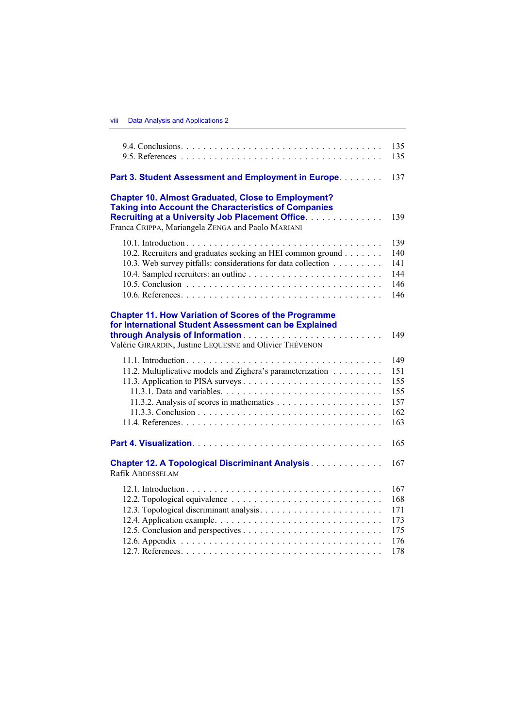9.4. Conclusions . . . . . . . . . . 135
9.5. References . . . . . . . . . . 135

**Part 3. Student Assessment and Employment in Europe** . . . . . . . . 137

**Chapter 10. Almost Graduated, Close to Employment? Taking into Account the Characteristics of Companies Recruiting at a University Job Placement Office** . . . . . . . . 139
Franca CRIPPA, Mariangela ZENGA and Paolo MARIANI

10.1. Introduction . . . . . . . . . . 139
10.2. Recruiters and graduates seeking an HEI common ground . . . . . . . 140
10.3. Web survey pitfalls: considerations for data collection . . . . . . . . 141
10.4. Sampled recruiters: an outline . . . . . . . . . . 144
10.5. Conclusion . . . . . . . . . . 146
10.6. References . . . . . . . . . . 146

**Chapter 11. How Variation of Scores of the Programme for International Student Assessment can be Explained through Analysis of Information** . . . . . . . . 149
Valérie GIRARDIN, Justine LEQUESNE and Olivier THÉVENON

11.1. Introduction . . . . . . . . . . 149
11.2. Multiplicative models and Zighera's parameterization . . . . . . . . 151
11.3. Application to PISA surveys . . . . . . . . . . 155
 11.3.1. Data and variables . . . . . . . . . . 155
 11.3.2. Analysis of scores in mathematics . . . . . . . . . . 157
 11.3.3. Conclusion . . . . . . . . . . 162
11.4. References . . . . . . . . . . 163

**Part 4. Visualization** . . . . . . . . . . 165

**Chapter 12. A Topological Discriminant Analysis** . . . . . . . . 167
Rafik ABDESSELAM

12.1. Introduction . . . . . . . . . . 167
12.2. Topological equivalence . . . . . . . . . . 168
12.3. Topological discriminant analysis . . . . . . . . . . 171
12.4. Application example . . . . . . . . . . 173
12.5. Conclusion and perspectives . . . . . . . . . . 175
12.6. Appendix . . . . . . . . . . 176
12.7. References . . . . . . . . . . 178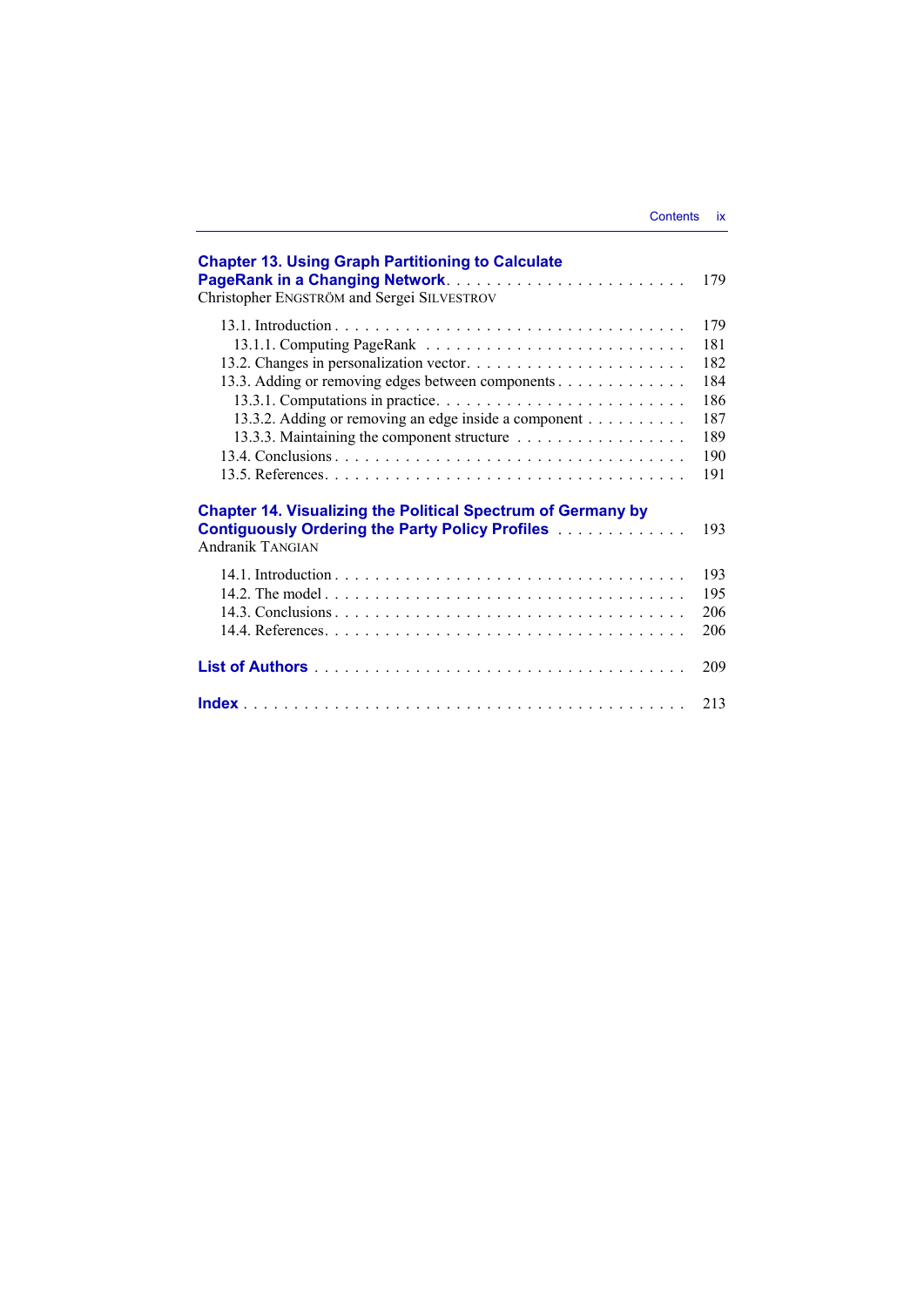**Chapter 13. Using Graph Partitioning to Calculate PageRank in a Changing Network** . . . . . . . . . . . . . . . . . . . . . . . . 179
Christopher ENGSTRÖM and Sergei SILVESTROV

13.1. Introduction . . . . . . . . . . . . . . . . . . . . . . . . . . . . . . . . . 179
13.1.1. Computing PageRank . . . . . . . . . . . . . . . . . . . . . . . . 181
13.2. Changes in personalization vector. . . . . . . . . . . . . . . . . . . . . 182
13.3. Adding or removing edges between components . . . . . . . . . . . . 184
13.3.1. Computations in practice. . . . . . . . . . . . . . . . . . . . . . . 186
13.3.2. Adding or removing an edge inside a component . . . . . . . . . 187
13.3.3. Maintaining the component structure . . . . . . . . . . . . . . . . 189
13.4. Conclusions . . . . . . . . . . . . . . . . . . . . . . . . . . . . . . . . . 190
13.5. References. . . . . . . . . . . . . . . . . . . . . . . . . . . . . . . . . . 191

**Chapter 14. Visualizing the Political Spectrum of Germany by Contiguously Ordering the Party Policy Profiles** . . . . . . . . . . . . . 193
Andranik TANGIAN

14.1. Introduction . . . . . . . . . . . . . . . . . . . . . . . . . . . . . . . . . 193
14.2. The model . . . . . . . . . . . . . . . . . . . . . . . . . . . . . . . . . . 195
14.3. Conclusions . . . . . . . . . . . . . . . . . . . . . . . . . . . . . . . . . 206
14.4. References. . . . . . . . . . . . . . . . . . . . . . . . . . . . . . . . . . 206

**List of Authors** . . . . . . . . . . . . . . . . . . . . . . . . . . . . . . . . . 209

**Index** . . . . . . . . . . . . . . . . . . . . . . . . . . . . . . . . . . . . . . 213